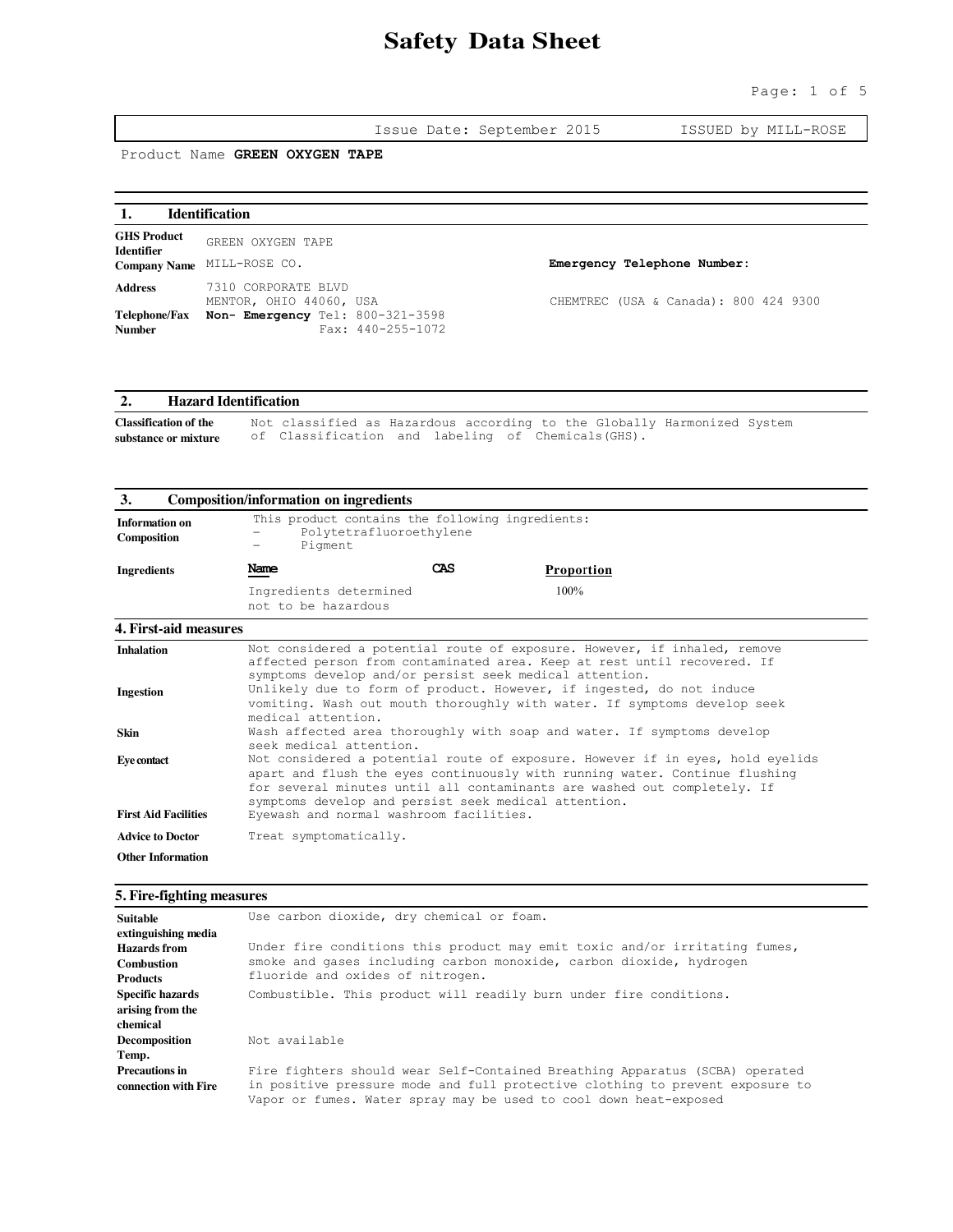# Safety Data Sheet

Issue Date: September 2015 ISSUED by MILL-ROSE

Product Name **GREEN OXYGEN TAPE**

## 1. Identification

| | | |
|---|---|---|
| **GHS Product Identifier** | GREEN OXYGEN TAPE | |
| **Company Name** | MILL-ROSE CO. | **Emergency Telephone Number:** |
| **Address** | 7310 CORPORATE BLVD<br>MENTOR, OHIO 44060, USA | CHEMTREC (USA & Canada): 800 424 9300 |
| **Telephone/Fax Number** | **Non- Emergency** Tel: 800-321-3598<br>Fax: 440-255-1072 | |

## 2. Hazard Identification

| | |
|---|---|
| **Classification of the substance or mixture** | Not classified as Hazardous according to the Globally Harmonized System of Classification and labeling of Chemicals(GHS). |

## 3. Composition/information on ingredients

**Information on Composition**

This product contains the following ingredients:
- Polytetrafluoroethylene
- Pigment

**Ingredients**

| Name | CAS | Proportion |
|---|---|---|
| Ingredients determined not to be hazardous | | 100% |

## 4. First-aid measures

| | |
|---|---|
| **Inhalation** | Not considered a potential route of exposure. However, if inhaled, remove affected person from contaminated area. Keep at rest until recovered. If symptoms develop and/or persist seek medical attention. |
| **Ingestion** | Unlikely due to form of product. However, if ingested, do not induce vomiting. Wash out mouth thoroughly with water. If symptoms develop seek medical attention. |
| **Skin** | Wash affected area thoroughly with soap and water. If symptoms develop seek medical attention. |
| **Eye contact** | Not considered a potential route of exposure. However if in eyes, hold eyelids apart and flush the eyes continuously with running water. Continue flushing for several minutes until all contaminants are washed out completely. If symptoms develop and persist seek medical attention. |
| **First Aid Facilities** | Eyewash and normal washroom facilities. |
| **Advice to Doctor** | Treat symptomatically. |
| **Other Information** | |

## 5. Fire-fighting measures

| | |
|---|---|
| **Suitable extinguishing media** | Use carbon dioxide, dry chemical or foam. |
| **Hazards from Combustion Products** | Under fire conditions this product may emit toxic and/or irritating fumes, smoke and gases including carbon monoxide, carbon dioxide, hydrogen fluoride and oxides of nitrogen. |
| **Specific hazards arising from the chemical** | Combustible. This product will readily burn under fire conditions. |
| **Decomposition Temp.** | Not available |
| **Precautions in connection with Fire** | Fire fighters should wear Self-Contained Breathing Apparatus (SCBA) operated in positive pressure mode and full protective clothing to prevent exposure to Vapor or fumes. Water spray may be used to cool down heat-exposed |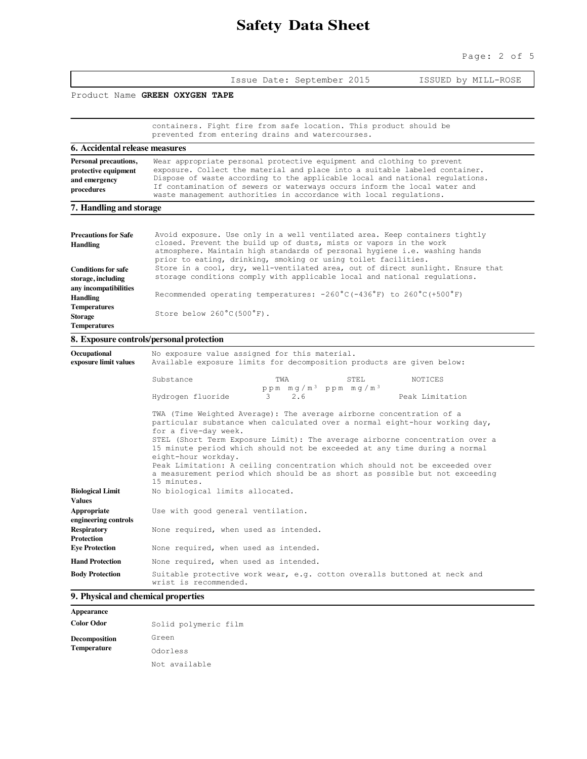Issue Date: September 2015 ISSUED by MILL-ROSE

Product Name **GREEN OXYGEN TAPE**

containers. Fight fire from safe location. This product should be prevented from entering drains and watercourses.

## 6. Accidental release measures

**Personal precautions, protective equipment and emergency procedures**

Wear appropriate personal protective equipment and clothing to prevent exposure. Collect the material and place into a suitable labeled container. Dispose of waste according to the applicable local and national regulations. If contamination of sewers or waterways occurs inform the local water and waste management authorities in accordance with local regulations.

## 7. Handling and storage

**Precautions for Safe Handling**

Avoid exposure. Use only in a well ventilated area. Keep containers tightly closed. Prevent the build up of dusts, mists or vapors in the work atmosphere. Maintain high standards of personal hygiene i.e. washing hands prior to eating, drinking, smoking or using toilet facilities.

**Conditions for safe storage, including any incompatibilities**

Store in a cool, dry, well-ventilated area, out of direct sunlight. Ensure that storage conditions comply with applicable local and national regulations.

**Handling Temperatures**

Recommended operating temperatures: -260°C(-436°F) to 260°C(+500°F)

**Storage Temperatures**

Store below 260°C(500°F).

## 8. Exposure controls/personal protection

**Occupational exposure limit values**

No exposure value assigned for this material.
Available exposure limits for decomposition products are given below:

| Substance | TWA | | STEL | | NOTICES |
|---|---|---|---|---|---|
| | ppm | $mg/m^3$ | ppm | $mg/m^3$ | |
| Hydrogen fluoride | 3 | 2.6 | | | Peak Limitation |

TWA (Time Weighted Average): The average airborne concentration of a particular substance when calculated over a normal eight-hour working day, for a five-day week.
STEL (Short Term Exposure Limit): The average airborne concentration over a 15 minute period which should not be exceeded at any time during a normal eight-hour workday.
Peak Limitation: A ceiling concentration which should not be exceeded over a measurement period which should be as short as possible but not exceeding 15 minutes.

**Biological Limit Values**

No biological limits allocated.

**Appropriate engineering controls**

Use with good general ventilation.

**Respiratory Protection**

None required, when used as intended.

**Eye Protection**

None required, when used as intended.

**Hand Protection**

None required, when used as intended.

**Body Protection**

Suitable protective work wear, e.g. cotton overalls buttoned at neck and wrist is recommended.

## 9. Physical and chemical properties

**Appearance**

Solid polymeric film

**Color**

Green

**Odor**

Odorless

**Decomposition Temperature**

Not available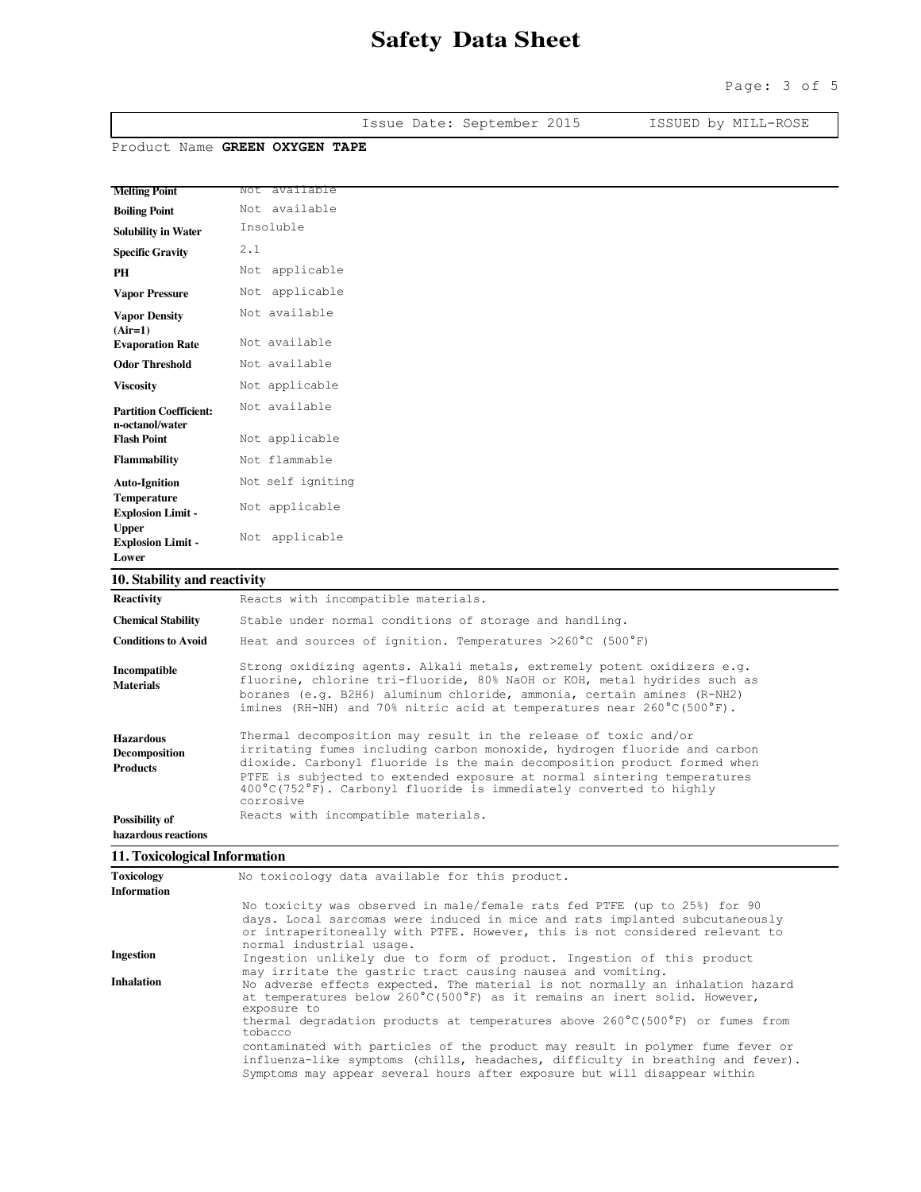# Safety Data Sheet

Issue Date: September 2015 ISSUED by MILL-ROSE

Product Name **GREEN OXYGEN TAPE**

| | |
|---|---|
| **Melting Point** | Not available |
| **Boiling Point** | Not available |
| **Solubility in Water** | Insoluble |
| **Specific Gravity** | 2.1 |
| **PH** | Not applicable |
| **Vapor Pressure** | Not applicable |
| **Vapor Density (Air=1)** | Not available |
| **Evaporation Rate** | Not available |
| **Odor Threshold** | Not available |
| **Viscosity** | Not applicable |
| **Partition Coefficient: n-octanol/water** | Not available |
| **Flash Point** | Not applicable |
| **Flammability** | Not flammable |
| **Auto-Ignition Temperature** | Not self igniting |
| **Explosion Limit - Upper** | Not applicable |
| **Explosion Limit - Lower** | Not applicable |

## 10. Stability and reactivity

| | |
|---|---|
| **Reactivity** | Reacts with incompatible materials. |
| **Chemical Stability** | Stable under normal conditions of storage and handling. |
| **Conditions to Avoid** | Heat and sources of ignition. Temperatures >260°C (500°F) |
| **Incompatible Materials** | Strong oxidizing agents. Alkali metals, extremely potent oxidizers e.g. fluorine, chlorine tri-fluoride, 80% NaOH or KOH, metal hydrides such as boranes (e.g. $B_2H_6$) aluminum chloride, ammonia, certain amines (R-$NH_2$) imines (RH-NH) and 70% nitric acid at temperatures near 260°C(500°F). |
| **Hazardous Decomposition Products** | Thermal decomposition may result in the release of toxic and/or irritating fumes including carbon monoxide, hydrogen fluoride and carbon dioxide. Carbonyl fluoride is the main decomposition product formed when PTFE is subjected to extended exposure at normal sintering temperatures 400°C(752°F). Carbonyl fluoride is immediately converted to highly corrosive |
| **Possibility of hazardous reactions** | Reacts with incompatible materials. |

## 11. Toxicological Information

| | |
|---|---|
| **Toxicology Information** | No toxicology data available for this product. |
| | No toxicity was observed in male/female rats fed PTFE (up to 25%) for 90 days. Local sarcomas were induced in mice and rats implanted subcutaneously or intraperitoneally with PTFE. However, this is not considered relevant to normal industrial usage. |
| **Ingestion** | Ingestion unlikely due to form of product. Ingestion of this product may irritate the gastric tract causing nausea and vomiting. |
| **Inhalation** | No adverse effects expected. The material is not normally an inhalation hazard at temperatures below 260°C(500°F) as it remains an inert solid. However, exposure to thermal degradation products at temperatures above 260°C(500°F) or fumes from tobacco contaminated with particles of the product may result in polymer fume fever or influenza-like symptoms (chills, headaches, difficulty in breathing and fever). Symptoms may appear several hours after exposure but will disappear within |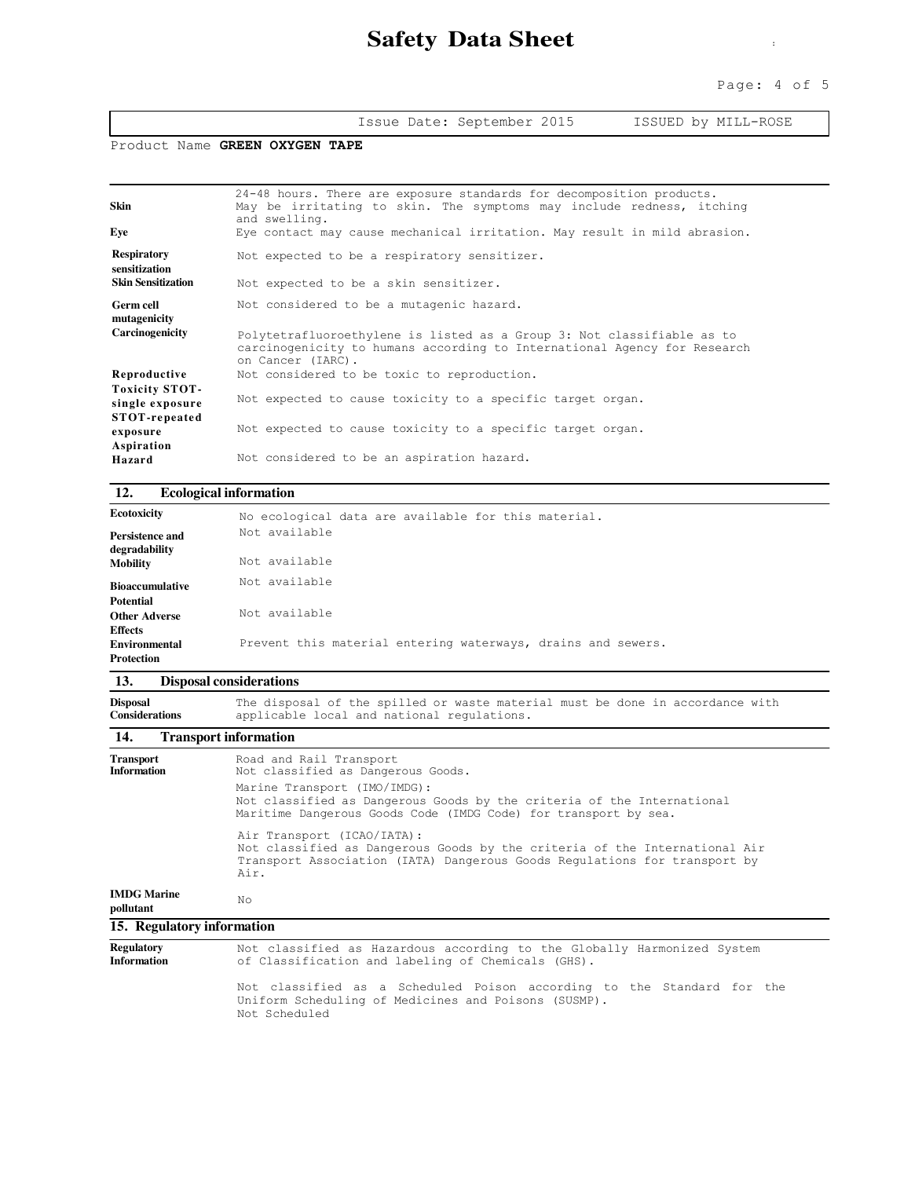Product Name **GREEN OXYGEN TAPE**

| | |
|---|---|
| | 24-48 hours. There are exposure standards for decomposition products. |
| **Skin** | May be irritating to skin. The symptoms may include redness, itching and swelling. |
| **Eye** | Eye contact may cause mechanical irritation. May result in mild abrasion. |
| **Respiratory sensitization** | Not expected to be a respiratory sensitizer. |
| **Skin Sensitization** | Not expected to be a skin sensitizer. |
| **Germ cell mutagenicity** | Not considered to be a mutagenic hazard. |
| **Carcinogenicity** | Polytetrafluoroethylene is listed as a Group 3: Not classifiable as to carcinogenicity to humans according to International Agency for Research on Cancer (IARC). |
| **Reproductive Toxicity** | Not considered to be toxic to reproduction. |
| **STOT-single exposure** | Not expected to cause toxicity to a specific target organ. |
| **STOT-repeated exposure** | Not expected to cause toxicity to a specific target organ. |
| **Aspiration Hazard** | Not considered to be an aspiration hazard. |

## 12. Ecological information

| | |
|---|---|
| **Ecotoxicity** | No ecological data are available for this material. |
| **Persistence and degradability** | Not available |
| **Mobility** | Not available |
| **Bioaccumulative Potential** | Not available |
| **Other Adverse Effects** | Not available |
| **Environmental Protection** | Prevent this material entering waterways, drains and sewers. |

## 13. Disposal considerations

| | |
|---|---|
| **Disposal Considerations** | The disposal of the spilled or waste material must be done in accordance with applicable local and national regulations. |

## 14. Transport information

| | |
|---|---|
| **Transport Information** | Road and Rail Transport<br>Not classified as Dangerous Goods.<br><br>Marine Transport (IMO/IMDG):<br>Not classified as Dangerous Goods by the criteria of the International Maritime Dangerous Goods Code (IMDG Code) for transport by sea.<br><br>Air Transport (ICAO/IATA):<br>Not classified as Dangerous Goods by the criteria of the International Air Transport Association (IATA) Dangerous Goods Regulations for transport by Air. |
| **IMDG Marine pollutant** | No |

## 15. Regulatory information

| | |
|---|---|
| **Regulatory Information** | Not classified as Hazardous according to the Globally Harmonized System of Classification and labeling of Chemicals (GHS).<br><br>Not classified as a Scheduled Poison according to the Standard for the Uniform Scheduling of Medicines and Poisons (SUSMP).<br>Not Scheduled |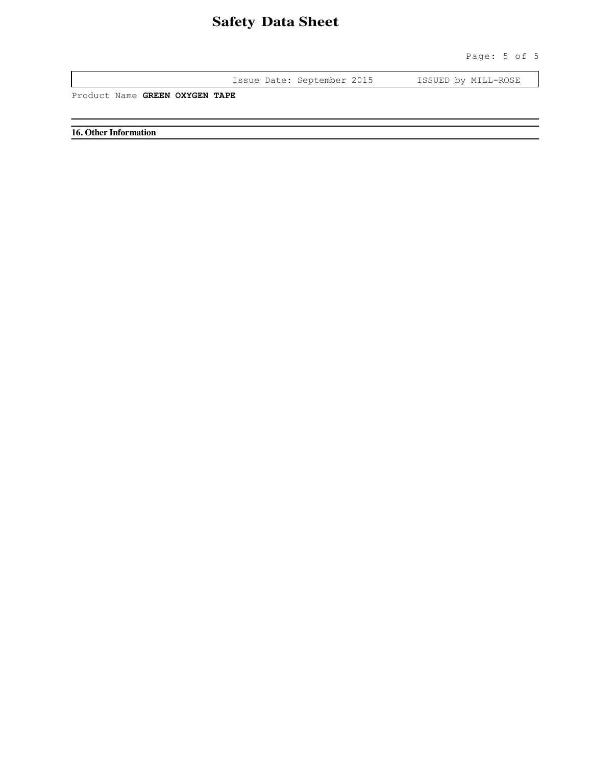Product Name **GREEN OXYGEN TAPE**

## 16. Other Information